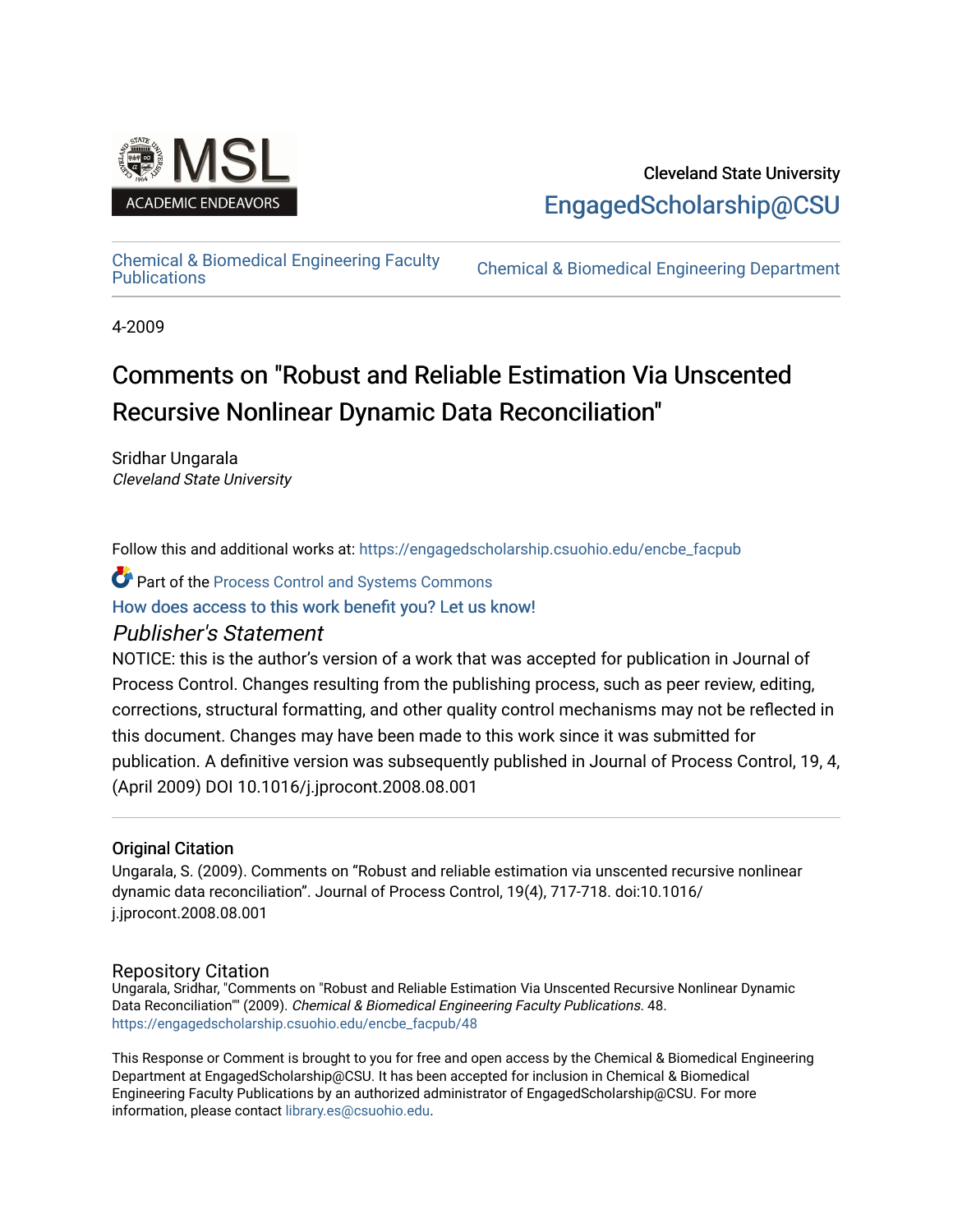Cleveland State University

EngagedScholarship@CSU

Chemical & Biomedical Engineering Faculty Publications | Chemical & Biomedical Engineering Department

4-2009

# Comments on "Robust and Reliable Estimation Via Unscented Recursive Nonlinear Dynamic Data Reconciliation"

Sridhar Ungarala
*Cleveland State University*

Follow this and additional works at: https://engagedscholarship.csuohio.edu/encbe_facpub

Part of the Process Control and Systems Commons

How does access to this work benefit you? Let us know!

## *Publisher's Statement*

NOTICE: this is the author's version of a work that was accepted for publication in Journal of Process Control. Changes resulting from the publishing process, such as peer review, editing, corrections, structural formatting, and other quality control mechanisms may not be reflected in this document. Changes may have been made to this work since it was submitted for publication. A definitive version was subsequently published in Journal of Process Control, 19, 4, (April 2009) DOI 10.1016/j.jprocont.2008.08.001

### Original Citation

Ungarala, S. (2009). Comments on "Robust and reliable estimation via unscented recursive nonlinear dynamic data reconciliation". Journal of Process Control, 19(4), 717-718. doi:10.1016/j.jprocont.2008.08.001

### Repository Citation

Ungarala, Sridhar, "Comments on "Robust and Reliable Estimation Via Unscented Recursive Nonlinear Dynamic Data Reconciliation"" (2009). *Chemical & Biomedical Engineering Faculty Publications*. 48.
https://engagedscholarship.csuohio.edu/encbe_facpub/48

This Response or Comment is brought to you for free and open access by the Chemical & Biomedical Engineering Department at EngagedScholarship@CSU. It has been accepted for inclusion in Chemical & Biomedical Engineering Faculty Publications by an authorized administrator of EngagedScholarship@CSU. For more information, please contact library.es@csuohio.edu.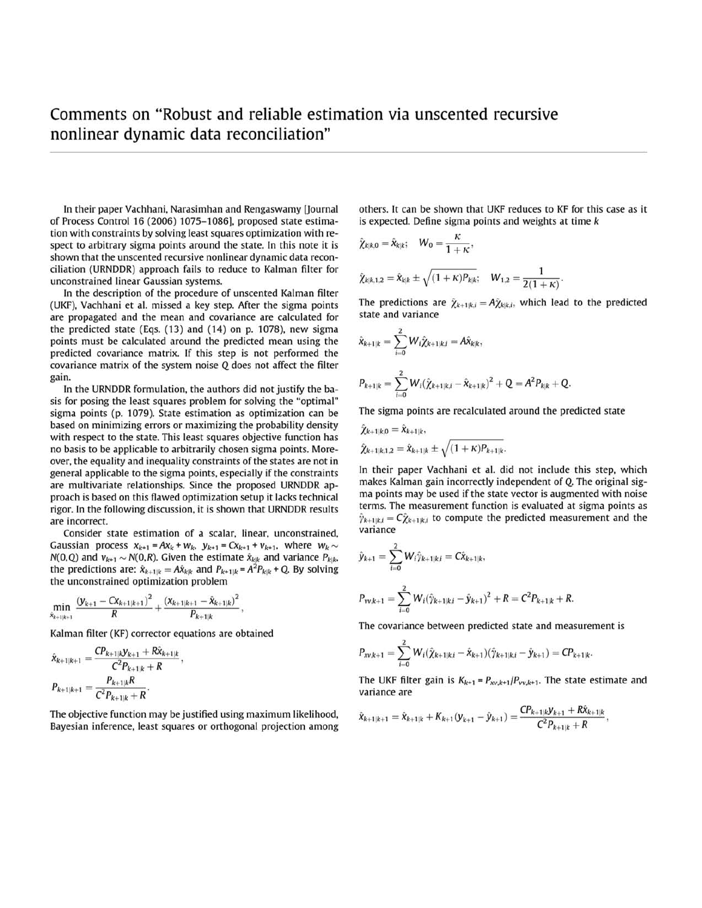# Comments on "Robust and reliable estimation via unscented recursive nonlinear dynamic data reconciliation"

In their paper Vachhani, Narasimhan and Rengaswamy [Journal of Process Control 16 (2006) 1075–1086], proposed state estimation with constraints by solving least squares optimization with respect to arbitrary sigma points around the state. In this note it is shown that the unscented recursive nonlinear dynamic data reconciliation (URNDDR) approach fails to reduce to Kalman filter for unconstrained linear Gaussian systems.

In the description of the procedure of unscented Kalman filter (UKF), Vachhani et al. missed a key step. After the sigma points are propagated and the mean and covariance are calculated for the predicted state (Eqs. (13) and (14) on p. 1078), new sigma points must be calculated around the predicted mean using the predicted covariance matrix. If this step is not performed the covariance matrix of the system noise $Q$ does not affect the filter gain.

In the URNDDR formulation, the authors did not justify the basis for posing the least squares problem for solving the "optimal" sigma points (p. 1079). State estimation as optimization can be based on minimizing errors or maximizing the probability density with respect to the state. This least squares objective function has no basis to be applicable to arbitrarily chosen sigma points. Moreover, the equality and inequality constraints of the states are not in general applicable to the sigma points, especially if the constraints are multivariate relationships. Since the proposed URNDDR approach is based on this flawed optimization setup it lacks technical rigor. In the following discussion, it is shown that URNDDR results are incorrect.

Consider state estimation of a scalar, linear, unconstrained, Gaussian process $x_{k+1} = Ax_k + w_k$, $y_{k+1} = Cx_{k+1} + v_{k+1}$, where $w_k \sim N(0,Q)$ and $v_{k+1} \sim N(0,R)$. Given the estimate $\hat{x}_{k|k}$ and variance $P_{k|k}$, the predictions are: $\hat{x}_{k+1|k} = A\hat{x}_{k|k}$ and $P_{k+1|k} = A^2P_{k|k} + Q$. By solving the unconstrained optimization problem

$$\min_{\hat{x}_{k+1|k+1}} \frac{(y_{k+1} - C\hat{x}_{k+1|k+1})^2}{R} + \frac{(\hat{x}_{k+1|k+1} - \hat{x}_{k+1|k})^2}{P_{k+1|k}},$$

Kalman filter (KF) corrector equations are obtained

$$\hat{x}_{k+1|k+1} = \frac{CP_{k+1|k}y_{k+1} + R\hat{x}_{k+1|k}}{C^2P_{k+1|k} + R},$$

$$P_{k+1|k+1} = \frac{P_{k+1|k}R}{C^2P_{k+1|k} + R}.$$

The objective function may be justified using maximum likelihood, Bayesian inference, least squares or orthogonal projection among others. It can be shown that UKF reduces to KF for this case as it is expected. Define sigma points and weights at time $k$

$$\hat{\chi}_{k|k,0} = \hat{x}_{k|k}; \quad W_0 = \frac{\kappa}{1+\kappa},$$

$$\hat{\chi}_{k|k,1,2} = \hat{x}_{k|k} \pm \sqrt{(1+\kappa)P_{k|k}}; \quad W_{1,2} = \frac{1}{2(1+\kappa)}.$$

The predictions are $\hat{\chi}_{k+1|k,i} = A\hat{\chi}_{k|k,i}$, which lead to the predicted state and variance

$$\hat{x}_{k+1|k} = \sum_{i=0}^{2} W_i \hat{\chi}_{k+1|k,i} = A\hat{x}_{k|k},$$

$$P_{k+1|k} = \sum_{i=0}^{2} W_i (\hat{\chi}_{k+1|k,i} - \hat{x}_{k+1|k})^2 + Q = A^2P_{k|k} + Q.$$

The sigma points are recalculated around the predicted state

$$\hat{\chi}_{k+1|k,0} = \hat{x}_{k+1|k},$$

$$\hat{\chi}_{k+1|k,1,2} = \hat{x}_{k+1|k} \pm \sqrt{(1+\kappa)P_{k+1|k}}.$$

In their paper Vachhani et al. did not include this step, which makes Kalman gain incorrectly independent of $Q$. The original sigma points may be used if the state vector is augmented with noise terms. The measurement function is evaluated at sigma points as $\hat{\gamma}_{k+1|k,i} = C\hat{\chi}_{k+1|k,i}$ to compute the predicted measurement and the variance

$$\hat{y}_{k+1} = \sum_{i=0}^{2} W_i \hat{\gamma}_{k+1|k,i} = C\hat{x}_{k+1|k},$$

$$P_{vv,k+1} = \sum_{i=0}^{2} W_i (\hat{\gamma}_{k+1|k,i} - \hat{y}_{k+1})^2 + R = C^2P_{k+1|k} + R.$$

The covariance between predicted state and measurement is

$$P_{xv,k+1} = \sum_{i=0}^{2} W_i (\hat{\chi}_{k+1|k,i} - \hat{x}_{k+1})(\hat{\gamma}_{k+1|k,i} - \hat{y}_{k+1}) = CP_{k+1|k}.$$

The UKF filter gain is $K_{k+1} = P_{xv,k+1}/P_{vv,k+1}$. The state estimate and variance are

$$\hat{x}_{k+1|k+1} = \hat{x}_{k+1|k} + K_{k+1}(y_{k+1} - \hat{y}_{k+1}) = \frac{CP_{k+1|k}y_{k+1} + R\hat{x}_{k+1|k}}{C^2P_{k+1|k} + R},$$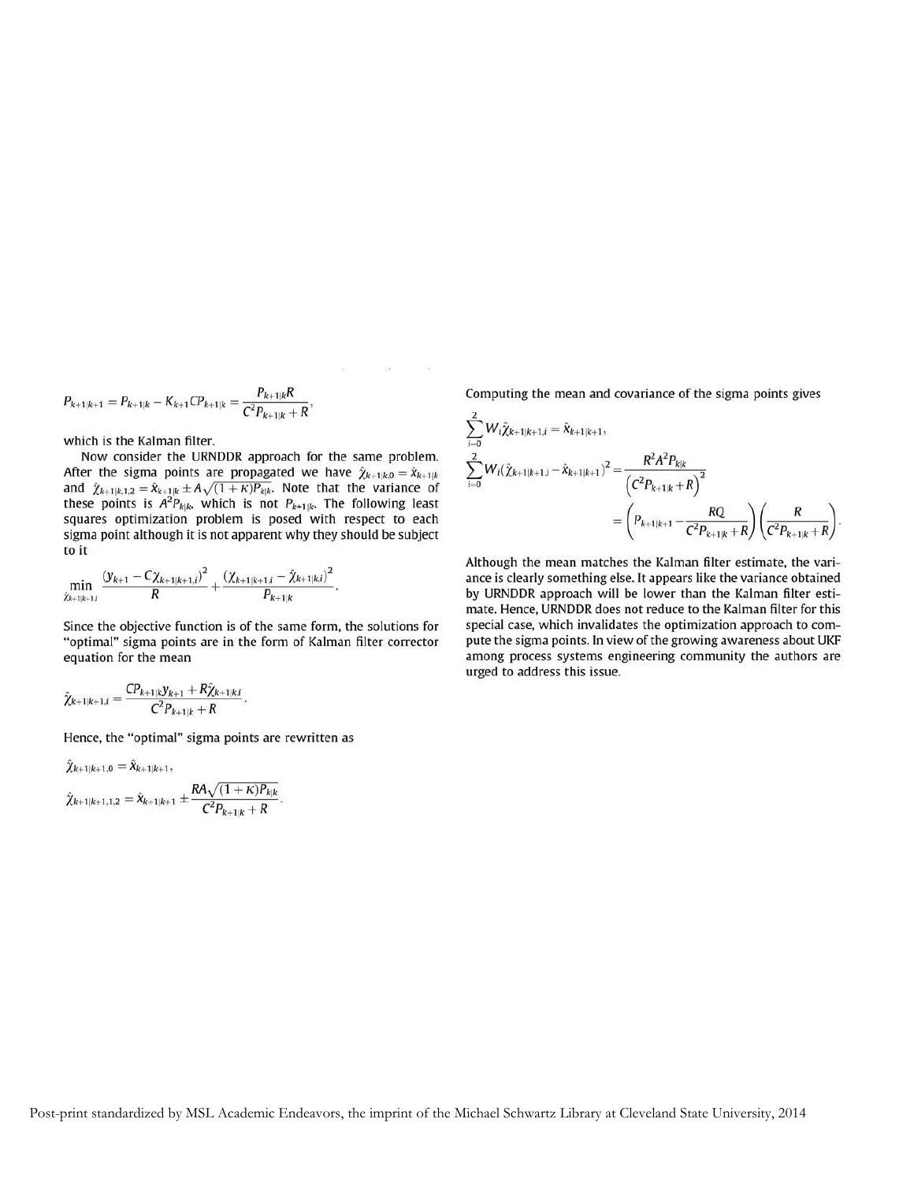$$P_{k+1|k+1} = P_{k+1|k} - K_{k+1}CP_{k+1|k} = \frac{P_{k+1|k}R}{C^2P_{k+1|k} + R},$$

which is the Kalman filter.

Now consider the URNDDR approach for the same problem. After the sigma points are propagated we have $\hat{\chi}_{k+1|k,0} = \hat{x}_{k+1|k}$ and $\hat{\chi}_{k+1|k,1,2} = \hat{x}_{k+1|k} \pm A\sqrt{(1+\kappa)P_{k|k}}$. Note that the variance of these points is $A^2P_{k|k}$, which is not $P_{k+1|k}$. The following least squares optimization problem is posed with respect to each sigma point although it is not apparent why they should be subject to it

$$\min_{\hat{\chi}_{k+1|k+1,i}} \frac{(y_{k+1} - C\chi_{k+1|k+1,i})^2}{R} + \frac{(\chi_{k+1|k+1,i} - \hat{\chi}_{k+1|k,i})^2}{P_{k+1|k}}.$$

Since the objective function is of the same form, the solutions for "optimal" sigma points are in the form of Kalman filter corrector equation for the mean

$$\hat{\chi}_{k+1|k+1,i} = \frac{CP_{k+1|k}y_{k+1} + R\hat{\chi}_{k+1|k,i}}{C^2P_{k+1|k} + R}.$$

Hence, the "optimal" sigma points are rewritten as

$$\hat{\chi}_{k+1|k+1,0} = \hat{x}_{k+1|k+1},$$

$$\hat{\chi}_{k+1|k+1,1,2} = \hat{x}_{k+1|k+1} \pm \frac{RA\sqrt{(1+\kappa)P_{k|k}}}{C^2P_{k+1|k} + R}.$$

Computing the mean and covariance of the sigma points gives

$$\sum_{i=0}^{2} W_i\hat{\chi}_{k+1|k+1,i} = \hat{x}_{k+1|k+1},$$

$$\sum_{i=0}^{2} W_i(\hat{\chi}_{k+1|k+1,i} - \hat{x}_{k+1|k+1})^2 = \frac{R^2A^2P_{k|k}}{\left(C^2P_{k+1|k} + R\right)^2} = \left(P_{k+1|k+1} - \frac{RQ}{C^2P_{k+1|k} + R}\right)\left(\frac{R}{C^2P_{k+1|k} + R}\right).$$

Although the mean matches the Kalman filter estimate, the variance is clearly something else. It appears like the variance obtained by URNDDR approach will be lower than the Kalman filter estimate. Hence, URNDDR does not reduce to the Kalman filter for this special case, which invalidates the optimization approach to compute the sigma points. In view of the growing awareness about UKF among process systems engineering community the authors are urged to address this issue.